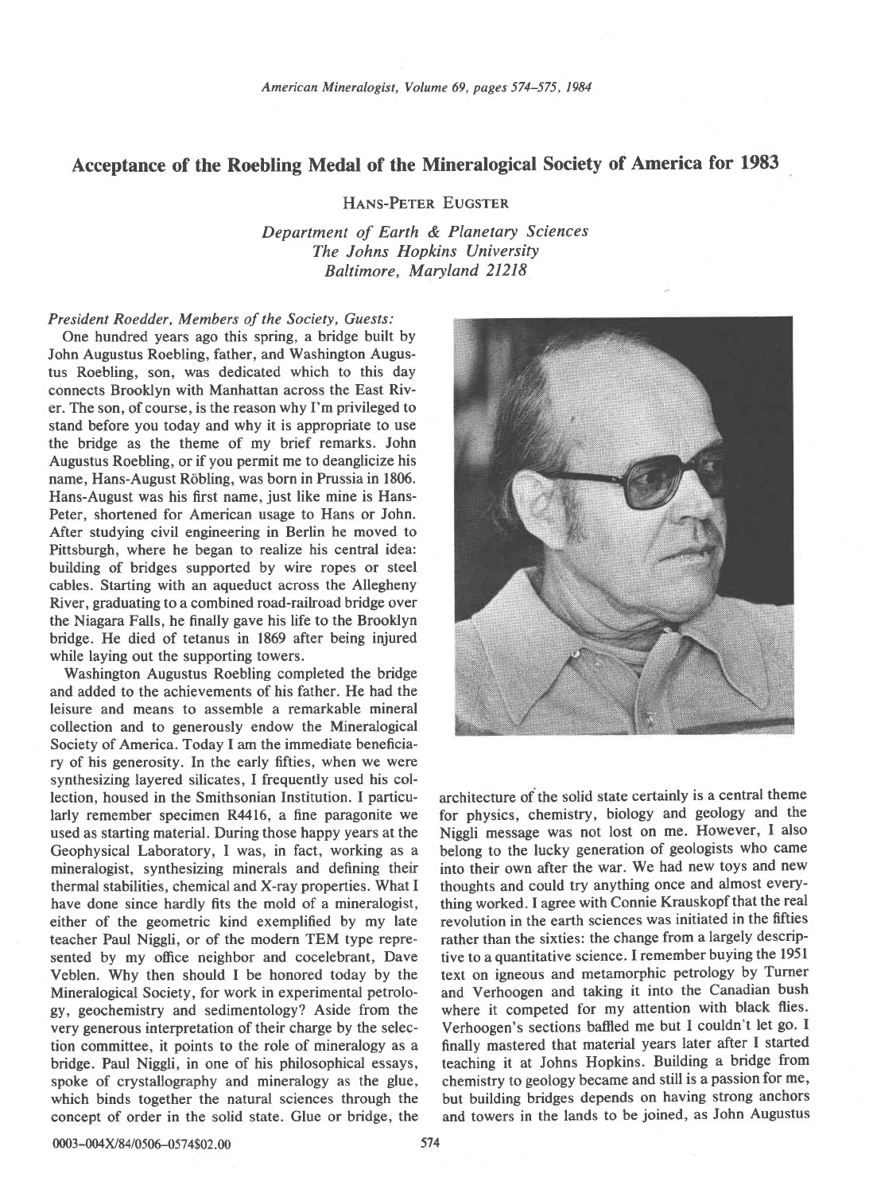# Acceptance of the Roebling Medal of the Mineralogical Society of America for 1983

HANS-PETER EUGSTER

*Department of Earth & Planetary Sciences*
*The Johns Hopkins University*
*Baltimore, Maryland 21218*

*President Roedder, Members of the Society, Guests:*

One hundred years ago this spring, a bridge built by John Augustus Roebling, father, and Washington Augustus Roebling, son, was dedicated which to this day connects Brooklyn with Manhattan across the East River. The son, of course, is the reason why I'm privileged to stand before you today and why it is appropriate to use the bridge as the theme of my brief remarks. John Augustus Roebling, or if you permit me to deanglicize his name, Hans-August Röbling, was born in Prussia in 1806. Hans-August was his first name, just like mine is Hans-Peter, shortened for American usage to Hans or John. After studying civil engineering in Berlin he moved to Pittsburgh, where he began to realize his central idea: building of bridges supported by wire ropes or steel cables. Starting with an aqueduct across the Allegheny River, graduating to a combined road-railroad bridge over the Niagara Falls, he finally gave his life to the Brooklyn bridge. He died of tetanus in 1869 after being injured while laying out the supporting towers.

Washington Augustus Roebling completed the bridge and added to the achievements of his father. He had the leisure and means to assemble a remarkable mineral collection and to generously endow the Mineralogical Society of America. Today I am the immediate beneficiary of his generosity. In the early fifties, when we were synthesizing layered silicates, I frequently used his collection, housed in the Smithsonian Institution. I particularly remember specimen R4416, a fine paragonite we used as starting material. During those happy years at the Geophysical Laboratory, I was, in fact, working as a mineralogist, synthesizing minerals and defining their thermal stabilities, chemical and X-ray properties. What I have done since hardly fits the mold of a mineralogist, either of the geometric kind exemplified by my late teacher Paul Niggli, or of the modern TEM type represented by my office neighbor and cocelebrant, Dave Veblen. Why then should I be honored today by the Mineralogical Society, for work in experimental petrology, geochemistry and sedimentology? Aside from the very generous interpretation of their charge by the selection committee, it points to the role of mineralogy as a bridge. Paul Niggli, in one of his philosophical essays, spoke of crystallography and mineralogy as the glue, which binds together the natural sciences through the concept of order in the solid state. Glue or bridge, the architecture of the solid state certainly is a central theme for physics, chemistry, biology and geology and the Niggli message was not lost on me. However, I also belong to the lucky generation of geologists who came into their own after the war. We had new toys and new thoughts and could try anything once and almost everything worked. I agree with Connie Krauskopf that the real revolution in the earth sciences was initiated in the fifties rather than the sixties: the change from a largely descriptive to a quantitative science. I remember buying the 1951 text on igneous and metamorphic petrology by Turner and Verhoogen and taking it into the Canadian bush where it competed for my attention with black flies. Verhoogen's sections baffled me but I couldn't let go. I finally mastered that material years later after I started teaching it at Johns Hopkins. Building a bridge from chemistry to geology became and still is a passion for me, but building bridges depends on having strong anchors and towers in the lands to be joined, as John Augustus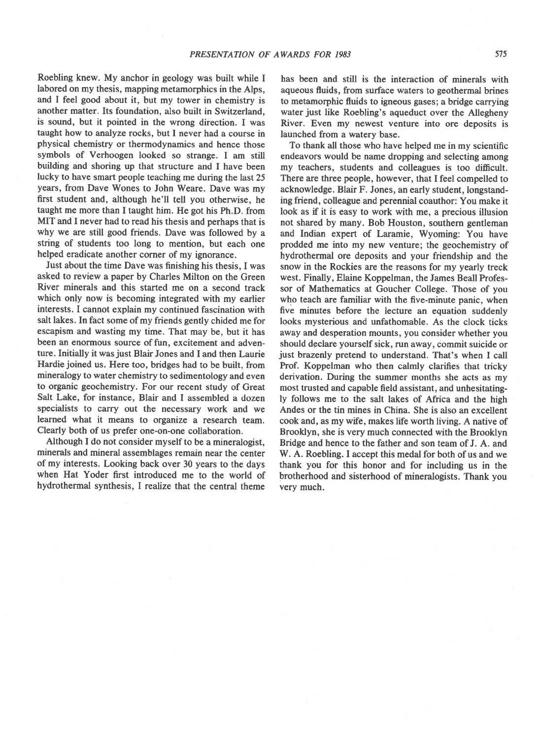Roebling knew. My anchor in geology was built while I labored on my thesis, mapping metamorphics in the Alps, and I feel good about it, but my tower in chemistry is another matter. Its foundation, also built in Switzerland, is sound, but it pointed in the wrong direction. I was taught how to analyze rocks, but I never had a course in physical chemistry or thermodynamics and hence those symbols of Verhoogen looked so strange. I am still building and shoring up that structure and I have been lucky to have smart people teaching me during the last 25 years, from Dave Wones to John Weare. Dave was my first student and, although he'll tell you otherwise, he taught me more than I taught him. He got his Ph.D. from MIT and I never had to read his thesis and perhaps that is why we are still good friends. Dave was followed by a string of students too long to mention, but each one helped eradicate another corner of my ignorance.

Just about the time Dave was finishing his thesis, I was asked to review a paper by Charles Milton on the Green River minerals and this started me on a second track which only now is becoming integrated with my earlier interests. I cannot explain my continued fascination with salt lakes. In fact some of my friends gently chided me for escapism and wasting my time. That may be, but it has been an enormous source of fun, excitement and adventure. Initially it was just Blair Jones and I and then Laurie Hardie joined us. Here too, bridges had to be built, from mineralogy to water chemistry to sedimentology and even to organic geochemistry. For our recent study of Great Salt Lake, for instance, Blair and I assembled a dozen specialists to carry out the necessary work and we learned what it means to organize a research team. Clearly both of us prefer one-on-one collaboration.

Although I do not consider myself to be a mineralogist, minerals and mineral assemblages remain near the center of my interests. Looking back over 30 years to the days when Hat Yoder first introduced me to the world of hydrothermal synthesis, I realize that the central theme has been and still is the interaction of minerals with aqueous fluids, from surface waters to geothermal brines to metamorphic fluids to igneous gases; a bridge carrying water just like Roebling's aqueduct over the Allegheny River. Even my newest venture into ore deposits is launched from a watery base.

To thank all those who have helped me in my scientific endeavors would be name dropping and selecting among my teachers, students and colleagues is too difficult. There are three people, however, that I feel compelled to acknowledge. Blair F. Jones, an early student, longstanding friend, colleague and perennial coauthor: You make it look as if it is easy to work with me, a precious illusion not shared by many. Bob Houston, southern gentleman and Indian expert of Laramie, Wyoming: You have prodded me into my new venture; the geochemistry of hydrothermal ore deposits and your friendship and the snow in the Rockies are the reasons for my yearly treck west. Finally, Elaine Koppelman, the James Beall Professor of Mathematics at Goucher College. Those of you who teach are familiar with the five-minute panic, when five minutes before the lecture an equation suddenly looks mysterious and unfathomable. As the clock ticks away and desperation mounts, you consider whether you should declare yourself sick, run away, commit suicide or just brazenly pretend to understand. That's when I call Prof. Koppelman who then calmly clarifies that tricky derivation. During the summer months she acts as my most trusted and capable field assistant, and unhesitatingly follows me to the salt lakes of Africa and the high Andes or the tin mines in China. She is also an excellent cook and, as my wife, makes life worth living. A native of Brooklyn, she is very much connected with the Brooklyn Bridge and hence to the father and son team of J. A. and W. A. Roebling. I accept this medal for both of us and we thank you for this honor and for including us in the brotherhood and sisterhood of mineralogists. Thank you very much.